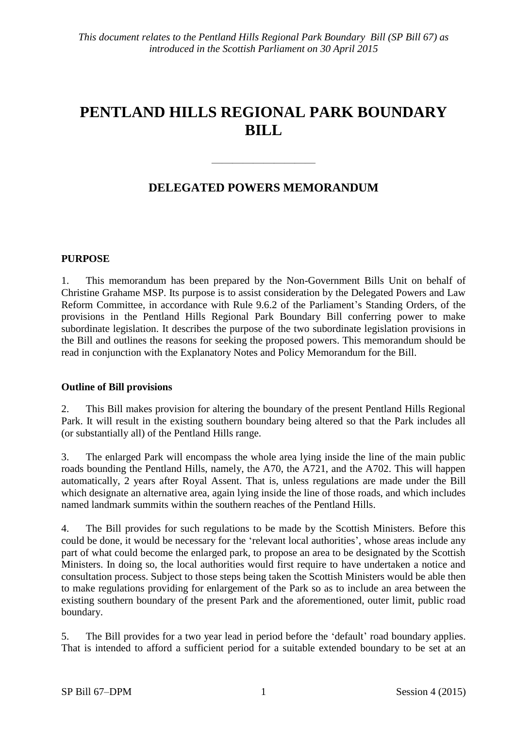*This document relates to the Pentland Hills Regional Park Boundary Bill (SP Bill 67) as introduced in the Scottish Parliament on 30 April 2015*

# PENTLAND HILLS REGIONAL PARK BOUNDARY BILL

---

## DELEGATED POWERS MEMORANDUM

### PURPOSE

1. This memorandum has been prepared by the Non-Government Bills Unit on behalf of Christine Grahame MSP. Its purpose is to assist consideration by the Delegated Powers and Law Reform Committee, in accordance with Rule 9.6.2 of the Parliament's Standing Orders, of the provisions in the Pentland Hills Regional Park Boundary Bill conferring power to make subordinate legislation. It describes the purpose of the two subordinate legislation provisions in the Bill and outlines the reasons for seeking the proposed powers. This memorandum should be read in conjunction with the Explanatory Notes and Policy Memorandum for the Bill.

### Outline of Bill provisions

2. This Bill makes provision for altering the boundary of the present Pentland Hills Regional Park. It will result in the existing southern boundary being altered so that the Park includes all (or substantially all) of the Pentland Hills range.

3. The enlarged Park will encompass the whole area lying inside the line of the main public roads bounding the Pentland Hills, namely, the A70, the A721, and the A702. This will happen automatically, 2 years after Royal Assent. That is, unless regulations are made under the Bill which designate an alternative area, again lying inside the line of those roads, and which includes named landmark summits within the southern reaches of the Pentland Hills.

4. The Bill provides for such regulations to be made by the Scottish Ministers. Before this could be done, it would be necessary for the 'relevant local authorities', whose areas include any part of what could become the enlarged park, to propose an area to be designated by the Scottish Ministers. In doing so, the local authorities would first require to have undertaken a notice and consultation process. Subject to those steps being taken the Scottish Ministers would be able then to make regulations providing for enlargement of the Park so as to include an area between the existing southern boundary of the present Park and the aforementioned, outer limit, public road boundary.

5. The Bill provides for a two year lead in period before the 'default' road boundary applies. That is intended to afford a sufficient period for a suitable extended boundary to be set at an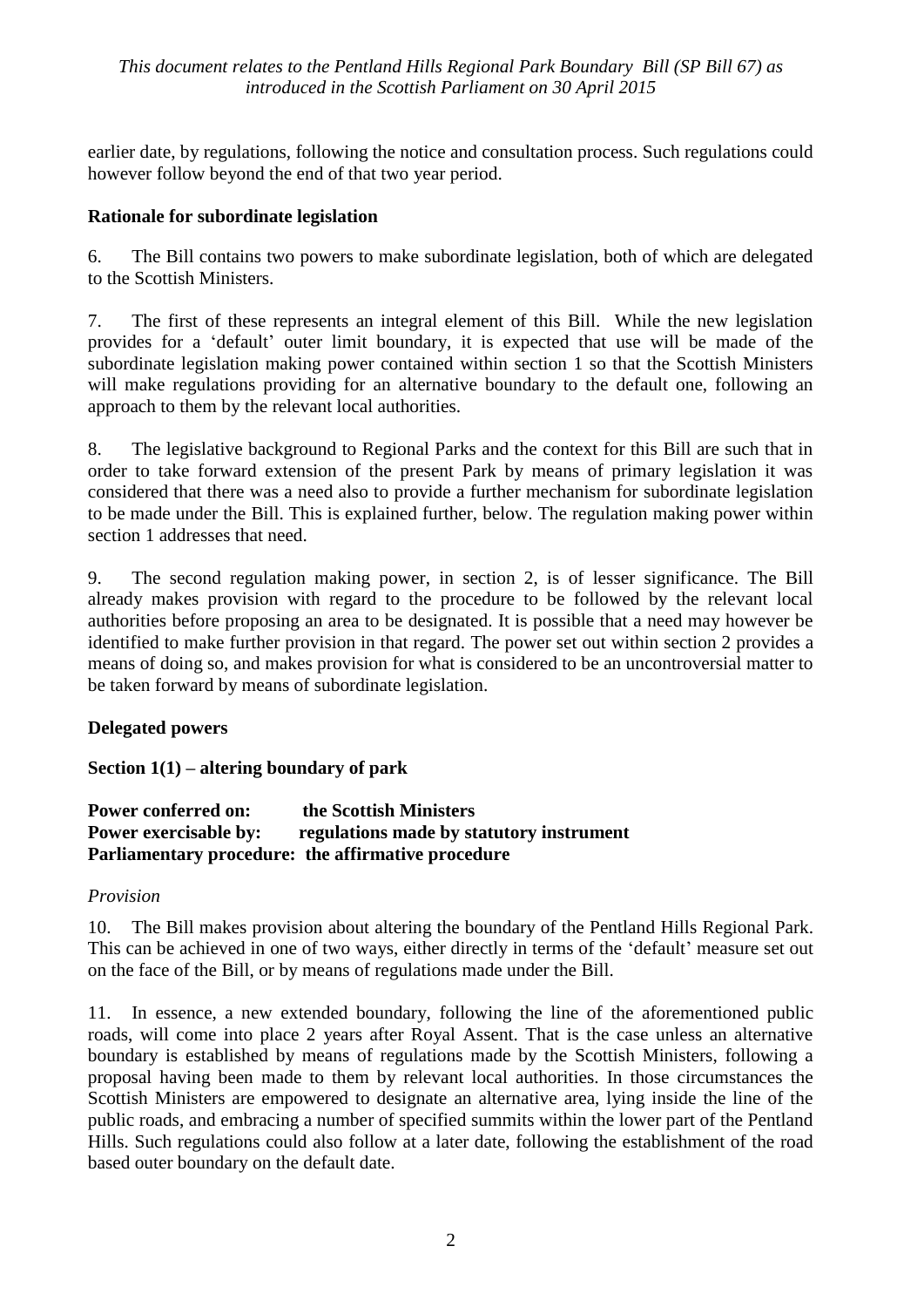earlier date, by regulations, following the notice and consultation process. Such regulations could however follow beyond the end of that two year period.

**Rationale for subordinate legislation**

6. The Bill contains two powers to make subordinate legislation, both of which are delegated to the Scottish Ministers.

7. The first of these represents an integral element of this Bill. While the new legislation provides for a 'default' outer limit boundary, it is expected that use will be made of the subordinate legislation making power contained within section 1 so that the Scottish Ministers will make regulations providing for an alternative boundary to the default one, following an approach to them by the relevant local authorities.

8. The legislative background to Regional Parks and the context for this Bill are such that in order to take forward extension of the present Park by means of primary legislation it was considered that there was a need also to provide a further mechanism for subordinate legislation to be made under the Bill. This is explained further, below. The regulation making power within section 1 addresses that need.

9. The second regulation making power, in section 2, is of lesser significance. The Bill already makes provision with regard to the procedure to be followed by the relevant local authorities before proposing an area to be designated. It is possible that a need may however be identified to make further provision in that regard. The power set out within section 2 provides a means of doing so, and makes provision for what is considered to be an uncontroversial matter to be taken forward by means of subordinate legislation.

**Delegated powers**

**Section 1(1) – altering boundary of park**

**Power conferred on: the Scottish Ministers**
**Power exercisable by: regulations made by statutory instrument**
**Parliamentary procedure: the affirmative procedure**

*Provision*

10. The Bill makes provision about altering the boundary of the Pentland Hills Regional Park. This can be achieved in one of two ways, either directly in terms of the 'default' measure set out on the face of the Bill, or by means of regulations made under the Bill.

11. In essence, a new extended boundary, following the line of the aforementioned public roads, will come into place 2 years after Royal Assent. That is the case unless an alternative boundary is established by means of regulations made by the Scottish Ministers, following a proposal having been made to them by relevant local authorities. In those circumstances the Scottish Ministers are empowered to designate an alternative area, lying inside the line of the public roads, and embracing a number of specified summits within the lower part of the Pentland Hills. Such regulations could also follow at a later date, following the establishment of the road based outer boundary on the default date.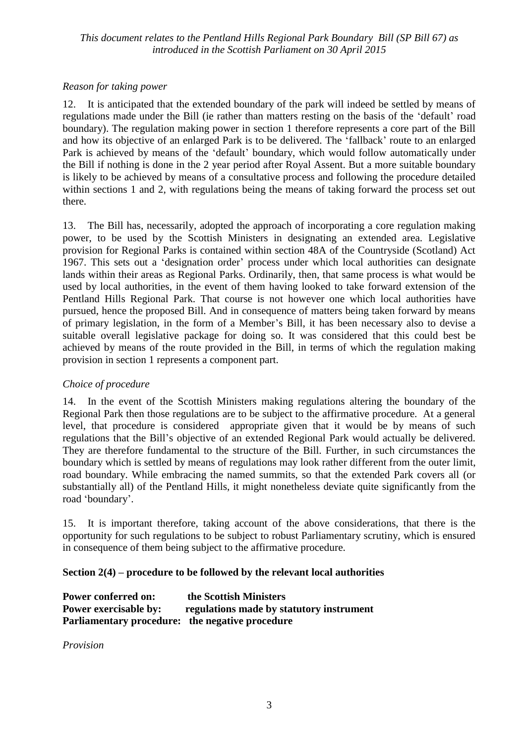*Reason for taking power*

12. It is anticipated that the extended boundary of the park will indeed be settled by means of regulations made under the Bill (ie rather than matters resting on the basis of the 'default' road boundary). The regulation making power in section 1 therefore represents a core part of the Bill and how its objective of an enlarged Park is to be delivered. The 'fallback' route to an enlarged Park is achieved by means of the 'default' boundary, which would follow automatically under the Bill if nothing is done in the 2 year period after Royal Assent. But a more suitable boundary is likely to be achieved by means of a consultative process and following the procedure detailed within sections 1 and 2, with regulations being the means of taking forward the process set out there.

13. The Bill has, necessarily, adopted the approach of incorporating a core regulation making power, to be used by the Scottish Ministers in designating an extended area. Legislative provision for Regional Parks is contained within section 48A of the Countryside (Scotland) Act 1967. This sets out a 'designation order' process under which local authorities can designate lands within their areas as Regional Parks. Ordinarily, then, that same process is what would be used by local authorities, in the event of them having looked to take forward extension of the Pentland Hills Regional Park. That course is not however one which local authorities have pursued, hence the proposed Bill. And in consequence of matters being taken forward by means of primary legislation, in the form of a Member's Bill, it has been necessary also to devise a suitable overall legislative package for doing so. It was considered that this could best be achieved by means of the route provided in the Bill, in terms of which the regulation making provision in section 1 represents a component part.

*Choice of procedure*

14. In the event of the Scottish Ministers making regulations altering the boundary of the Regional Park then those regulations are to be subject to the affirmative procedure. At a general level, that procedure is considered appropriate given that it would be by means of such regulations that the Bill's objective of an extended Regional Park would actually be delivered. They are therefore fundamental to the structure of the Bill. Further, in such circumstances the boundary which is settled by means of regulations may look rather different from the outer limit, road boundary. While embracing the named summits, so that the extended Park covers all (or substantially all) of the Pentland Hills, it might nonetheless deviate quite significantly from the road 'boundary'.

15. It is important therefore, taking account of the above considerations, that there is the opportunity for such regulations to be subject to robust Parliamentary scrutiny, which is ensured in consequence of them being subject to the affirmative procedure.

**Section 2(4) – procedure to be followed by the relevant local authorities**

**Power conferred on:** the Scottish Ministers
**Power exercisable by:** regulations made by statutory instrument
**Parliamentary procedure:** the negative procedure

*Provision*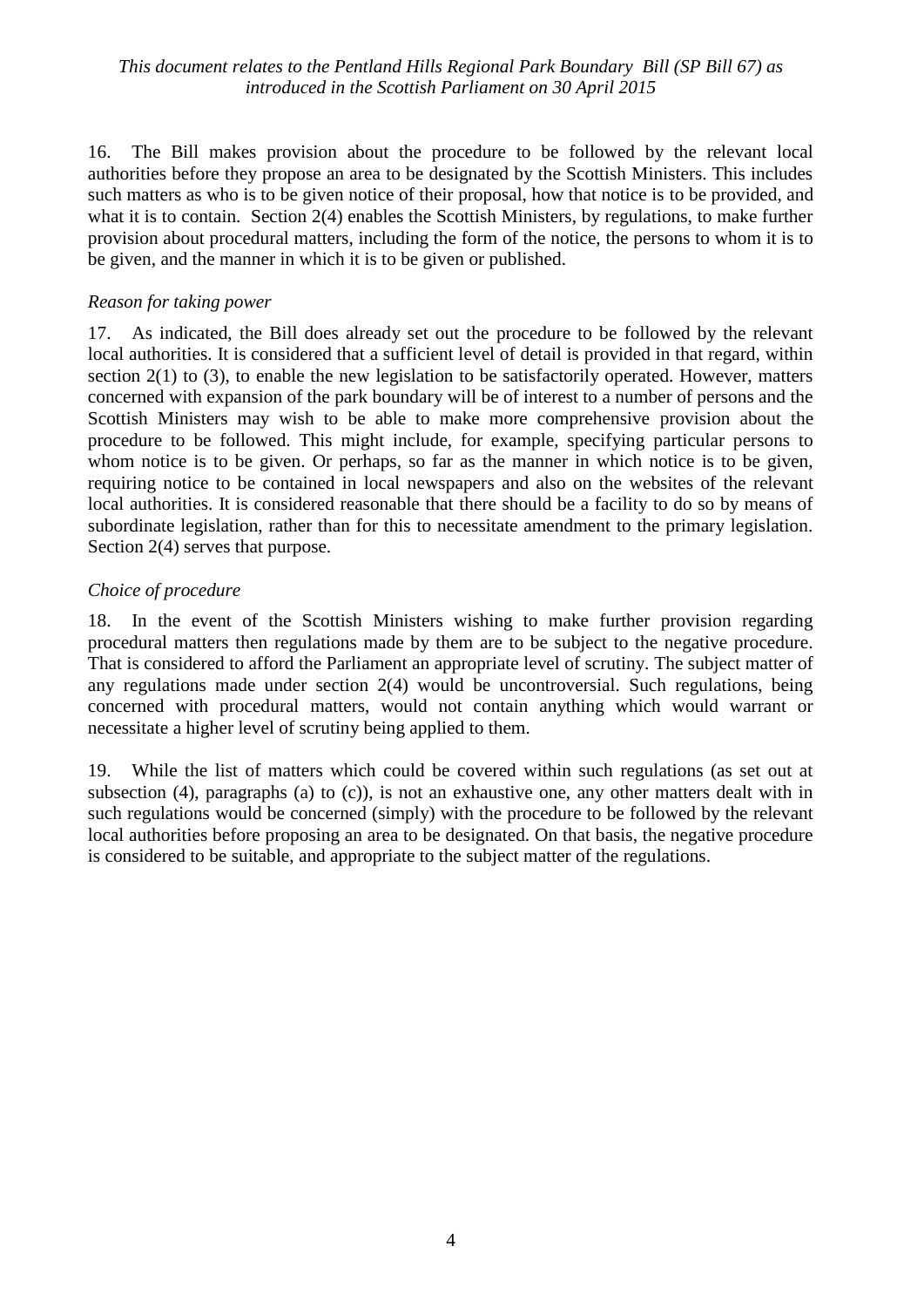16. The Bill makes provision about the procedure to be followed by the relevant local authorities before they propose an area to be designated by the Scottish Ministers. This includes such matters as who is to be given notice of their proposal, how that notice is to be provided, and what it is to contain. Section 2(4) enables the Scottish Ministers, by regulations, to make further provision about procedural matters, including the form of the notice, the persons to whom it is to be given, and the manner in which it is to be given or published.

*Reason for taking power*

17. As indicated, the Bill does already set out the procedure to be followed by the relevant local authorities. It is considered that a sufficient level of detail is provided in that regard, within section 2(1) to (3), to enable the new legislation to be satisfactorily operated. However, matters concerned with expansion of the park boundary will be of interest to a number of persons and the Scottish Ministers may wish to be able to make more comprehensive provision about the procedure to be followed. This might include, for example, specifying particular persons to whom notice is to be given. Or perhaps, so far as the manner in which notice is to be given, requiring notice to be contained in local newspapers and also on the websites of the relevant local authorities. It is considered reasonable that there should be a facility to do so by means of subordinate legislation, rather than for this to necessitate amendment to the primary legislation. Section 2(4) serves that purpose.

*Choice of procedure*

18. In the event of the Scottish Ministers wishing to make further provision regarding procedural matters then regulations made by them are to be subject to the negative procedure. That is considered to afford the Parliament an appropriate level of scrutiny. The subject matter of any regulations made under section 2(4) would be uncontroversial. Such regulations, being concerned with procedural matters, would not contain anything which would warrant or necessitate a higher level of scrutiny being applied to them.

19. While the list of matters which could be covered within such regulations (as set out at subsection (4), paragraphs (a) to (c)), is not an exhaustive one, any other matters dealt with in such regulations would be concerned (simply) with the procedure to be followed by the relevant local authorities before proposing an area to be designated. On that basis, the negative procedure is considered to be suitable, and appropriate to the subject matter of the regulations.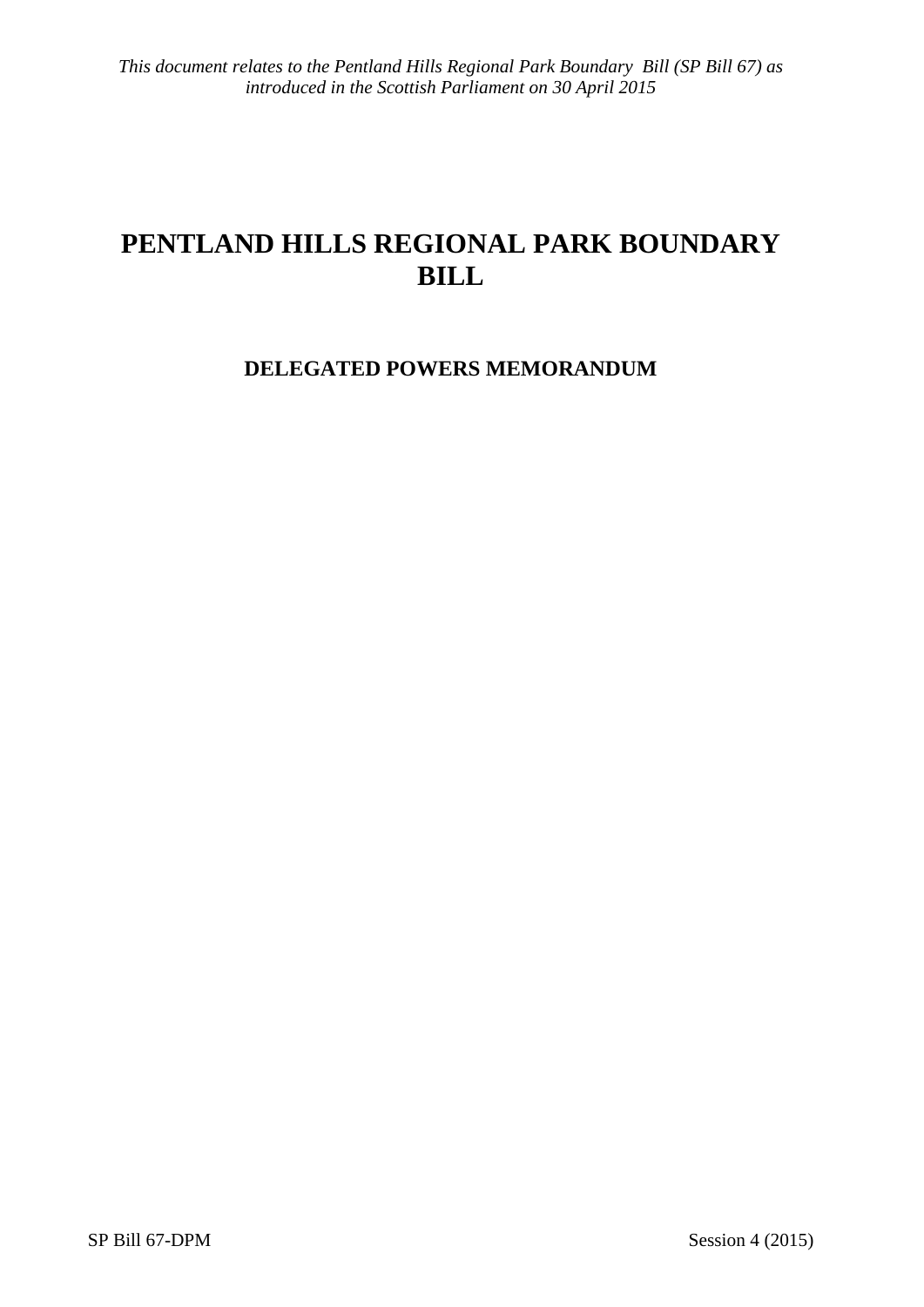*This document relates to the Pentland Hills Regional Park Boundary Bill (SP Bill 67) as introduced in the Scottish Parliament on 30 April 2015*

# PENTLAND HILLS REGIONAL PARK BOUNDARY BILL

## DELEGATED POWERS MEMORANDUM

SP Bill 67-DPM

Session 4 (2015)